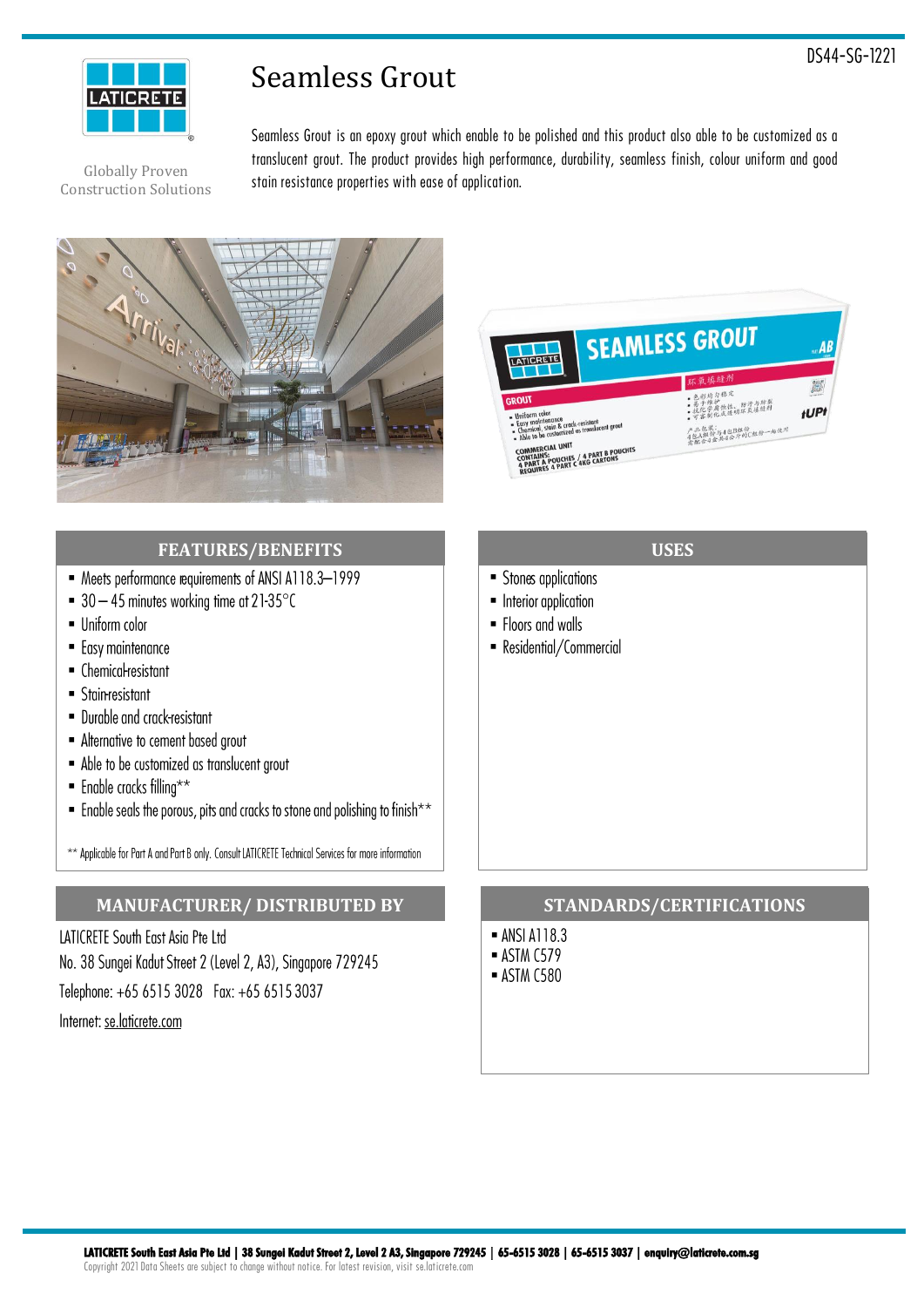DS44-SG-1221

Globally Proven Construction Solutions

# Seamless Grout

Seamless Grout is an epoxy grout which enable to be polished and this product also able to be customized as a translucent grout. The product provides high performance, durability, seamless finish, colour uniform and good stain resistance properties with ease of application.

## FEATURES/BENEFITS

- Meets performance requirements of ANSI A118.3–1999
- 30 – 45 minutes working time at 21-35°C
- Uniform color
- Easy maintenance
- Chemical-resistant
- Stain-resistant
- Durable and crack-resistant
- Alternative to cement based grout
- Able to be customized as translucent grout
- Enable cracks filling**
- Enable seals the porous, pits and cracks to stone and polishing to finish**

** Applicable for Part A and Part B only. Consult LATICRETE Technical Services for more information

## USES

- Stones applications
- Interior application
- Floors and walls
- Residential/Commercial

## MANUFACTURER/ DISTRIBUTED BY

LATICRETE South East Asia Pte Ltd
No. 38 Sungei Kadut Street 2 (Level 2, A3), Singapore 729245
Telephone: +65 6515 3028 Fax: +65 6515 3037
Internet: se.laticrete.com

## STANDARDS/CERTIFICATIONS

- ANSI A118.3
- ASTM C579
- ASTM C580

**LATICRETE South East Asia Pte Ltd | 38 Sungei Kadut Street 2, Level 2 A3, Singapore 729245 | 65-6515 3028 | 65-6515 3037 | enquiry@laticrete.com.sg**
Copyright 2021 Data Sheets are subject to change without notice. For latest revision, visit se.laticrete.com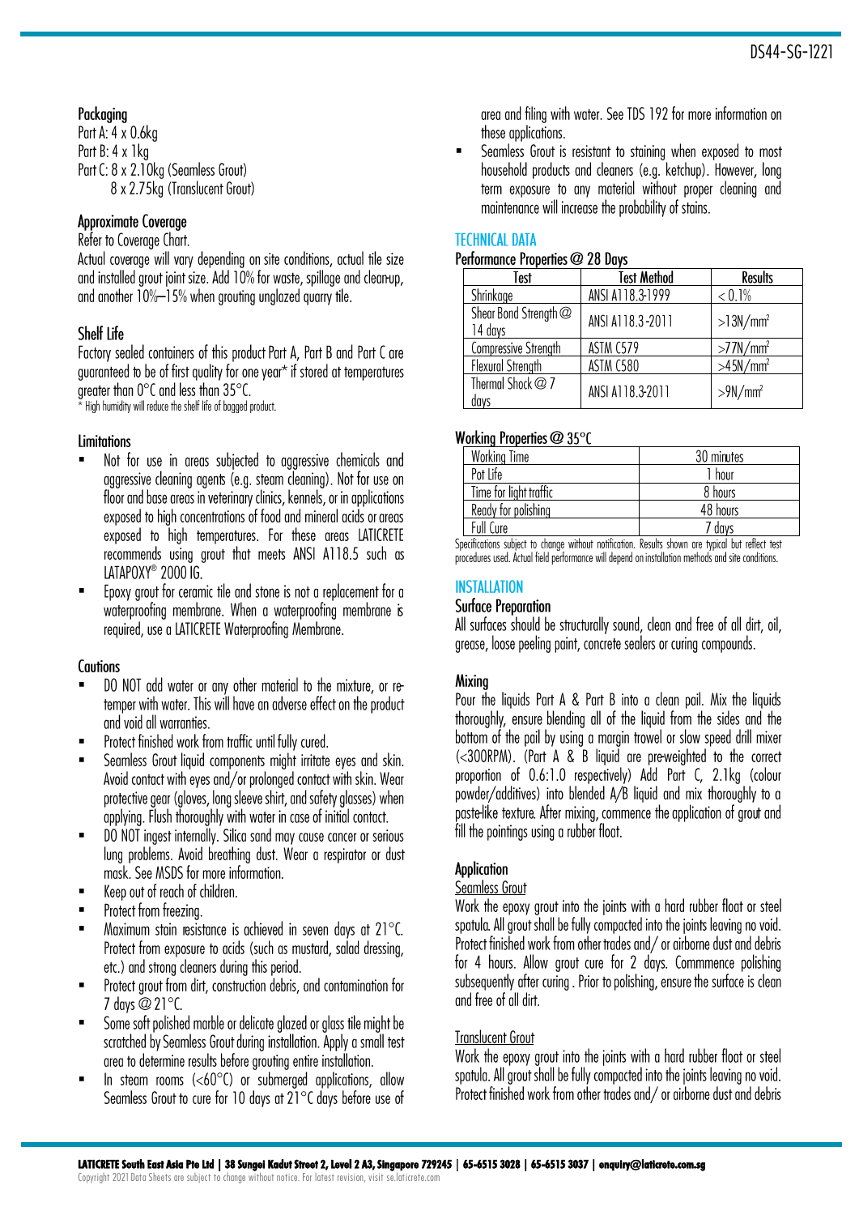### Packaging

Part A: 4 x 0.6kg
Part B: 4 x 1kg
Part C: 8 x 2.10kg (Seamless Grout)
8 x 2.75kg (Translucent Grout)

### Approximate Coverage

Refer to Coverage Chart.

Actual coverage will vary depending on site conditions, actual tile size and installed grout joint size. Add 10% for waste, spillage and clean-up, and another 10%–15% when grouting unglazed quarry tile.

### Shelf Life

Factory sealed containers of this product Part A, Part B and Part C are guaranteed to be of first quality for one year* if stored at temperatures greater than 0°C and less than 35°C.

* High humidity will reduce the shelf life of bagged product.

### Limitations

- Not for use in areas subjected to aggressive chemicals and aggressive cleaning agents (e.g. steam cleaning). Not for use on floor and base areas in veterinary clinics, kennels, or in applications exposed to high concentrations of food and mineral acids or areas exposed to high temperatures. For these areas LATICRETE recommends using grout that meets ANSI A118.5 such as LATAPOXY® 2000 IG.
- Epoxy grout for ceramic tile and stone is not a replacement for a waterproofing membrane. When a waterproofing membrane is required, use a LATICRETE Waterproofing Membrane.

### Cautions

- DO NOT add water or any other material to the mixture, or re-temper with water. This will have an adverse effect on the product and void all warranties.
- Protect finished work from traffic until fully cured.
- Seamless Grout liquid components might irritate eyes and skin. Avoid contact with eyes and/or prolonged contact with skin. Wear protective gear (gloves, long sleeve shirt, and safety glasses) when applying. Flush thoroughly with water in case of initial contact.
- DO NOT ingest internally. Silica sand may cause cancer or serious lung problems. Avoid breathing dust. Wear a respirator or dust mask. See MSDS for more information.
- Keep out of reach of children.
- Protect from freezing.
- Maximum stain resistance is achieved in seven days at 21°C. Protect from exposure to acids (such as mustard, salad dressing, etc.) and strong cleaners during this period.
- Protect grout from dirt, construction debris, and contamination for 7 days @ 21°C.
- Some soft polished marble or delicate glazed or glass tile might be scratched by Seamless Grout during installation. Apply a small test area to determine results before grouting entire installation.
- In steam rooms (<60°C) or submerged applications, allow Seamless Grout to cure for 10 days at 21°C days before use of area and filing with water. See TDS 192 for more information on these applications.
- Seamless Grout is resistant to staining when exposed to most household products and cleaners (e.g. ketchup). However, long term exposure to any material without proper cleaning and maintenance will increase the probability of stains.

## TECHNICAL DATA

### Performance Properties @ 28 Days

| Test | Test Method | Results |
|---|---|---|
| Shrinkage | ANSI A118.3-1999 | < 0.1% |
| Shear Bond Strength @ 14 days | ANSI A118.3 -2011 | >13N/mm² |
| Compressive Strength | ASTM C579 | >77N/mm² |
| Flexural Strength | ASTM C580 | >45N/mm² |
| Thermal Shock @ 7 days | ANSI A118.3-2011 | >9N/mm² |

### Working Properties @ 35°C

| Working Time | 30 minutes |
|---|---|
| Pot Life | 1 hour |
| Time for light traffic | 8 hours |
| Ready for polishing | 48 hours |
| Full Cure | 7 days |

Specifications subject to change without notification. Results shown are typical but reflect test procedures used. Actual field performance will depend on installation methods and site conditions.

## INSTALLATION

### Surface Preparation

All surfaces should be structurally sound, clean and free of all dirt, oil, grease, loose peeling paint, concrete sealers or curing compounds.

### Mixing

Pour the liquids Part A & Part B into a clean pail. Mix the liquids thoroughly, ensure blending all of the liquid from the sides and the bottom of the pail by using a margin trowel or slow speed drill mixer (<300RPM). (Part A & B liquid are pre-weighted to the correct proportion of 0.6:1.0 respectively) Add Part C, 2.1kg (colour powder/additives) into blended A/B liquid and mix thoroughly to a paste-like texture. After mixing, commence the application of grout and fill the pointings using a rubber float.

### Application

Seamless Grout

Work the epoxy grout into the joints with a hard rubber float or steel spatula. All grout shall be fully compacted into the joints leaving no void. Protect finished work from other trades and/ or airborne dust and debris for 4 hours. Allow grout cure for 2 days. Commmence polishing subsequently after curing . Prior to polishing, ensure the surface is clean and free of all dirt.

Translucent Grout

Work the epoxy grout into the joints with a hard rubber float or steel spatula. All grout shall be fully compacted into the joints leaving no void. Protect finished work from other trades and/ or airborne dust and debris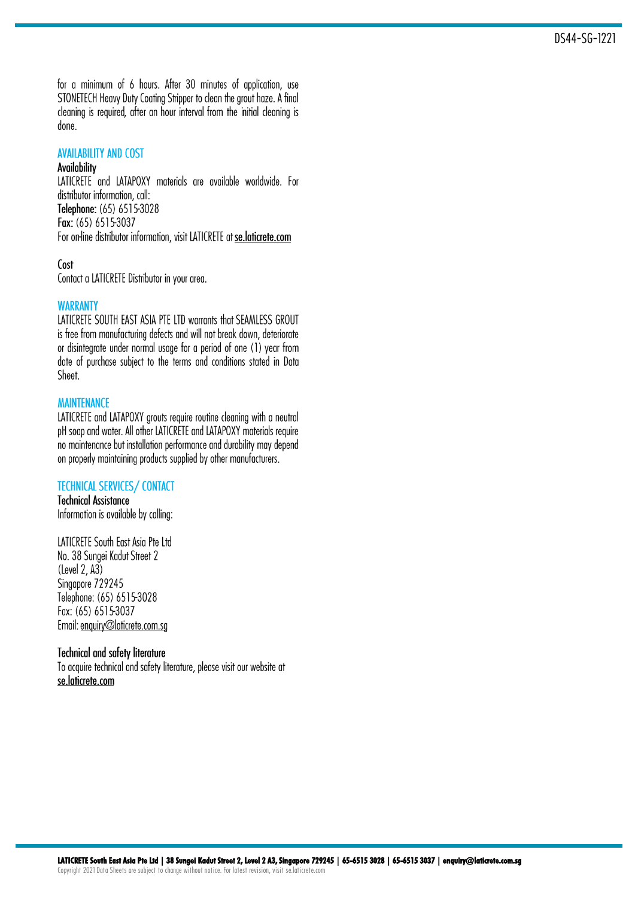for a minimum of 6 hours. After 30 minutes of application, use STONETECH Heavy Duty Coating Stripper to clean the grout haze. A final cleaning is required, after an hour interval from the initial cleaning is done.

## AVAILABILITY AND COST

**Availability**

LATICRETE and LATAPOXY materials are available worldwide. For distributor information, call:

**Telephone:** (65) 6515-3028

**Fax:** (65) 6515-3037

For on-line distributor information, visit LATICRETE at se.laticrete.com

**Cost**

Contact a LATICRETE Distributor in your area.

## WARRANTY

LATICRETE SOUTH EAST ASIA PTE LTD warrants that SEAMLESS GROUT is free from manufacturing defects and will not break down, deteriorate or disintegrate under normal usage for a period of one (1) year from date of purchase subject to the terms and conditions stated in Data Sheet.

## MAINTENANCE

LATICRETE and LATAPOXY grouts require routine cleaning with a neutral pH soap and water. All other LATICRETE and LATAPOXY materials require no maintenance but installation performance and durability may depend on properly maintaining products supplied by other manufacturers.

## TECHNICAL SERVICES/ CONTACT

**Technical Assistance**

Information is available by calling:

LATICRETE South East Asia Pte Ltd
No. 38 Sungei Kadut Street 2
(Level 2, A3)
Singapore 729245
Telephone: (65) 6515-3028
Fax: (65) 6515-3037
Email: enquiry@laticrete.com.sg

**Technical and safety literature**

To acquire technical and safety literature, please visit our website at se.laticrete.com